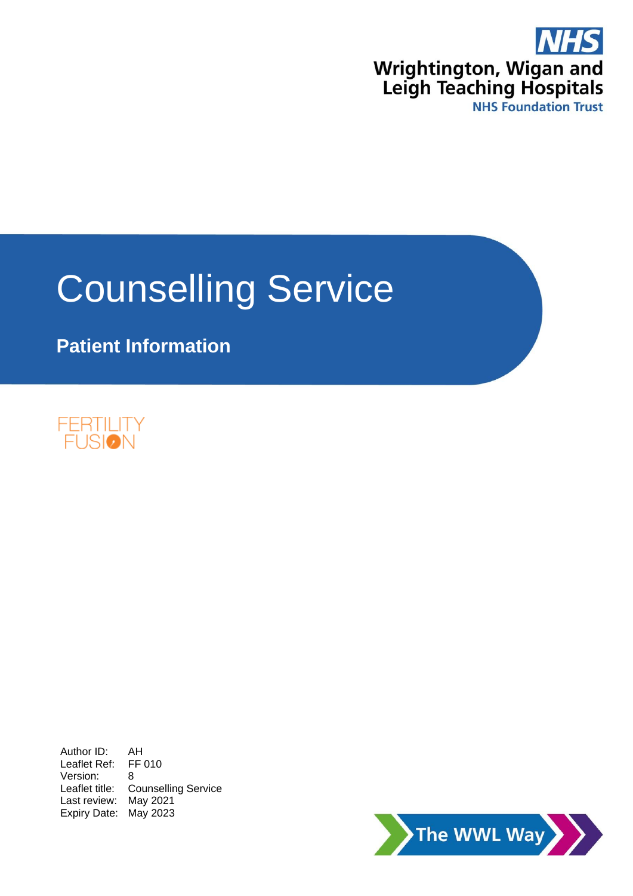NHS

Wrightington, Wigan and Leigh Teaching Hospitals

NHS Foundation Trust

# Counselling Service

## Patient Information

FERTILITY FUSION

| | |
|---|---|
| Author ID: | AH |
| Leaflet Ref: | FF 010 |
| Version: | 8 |
| Leaflet title: | Counselling Service |
| Last review: | May 2021 |
| Expiry Date: | May 2023 |

The WWL Way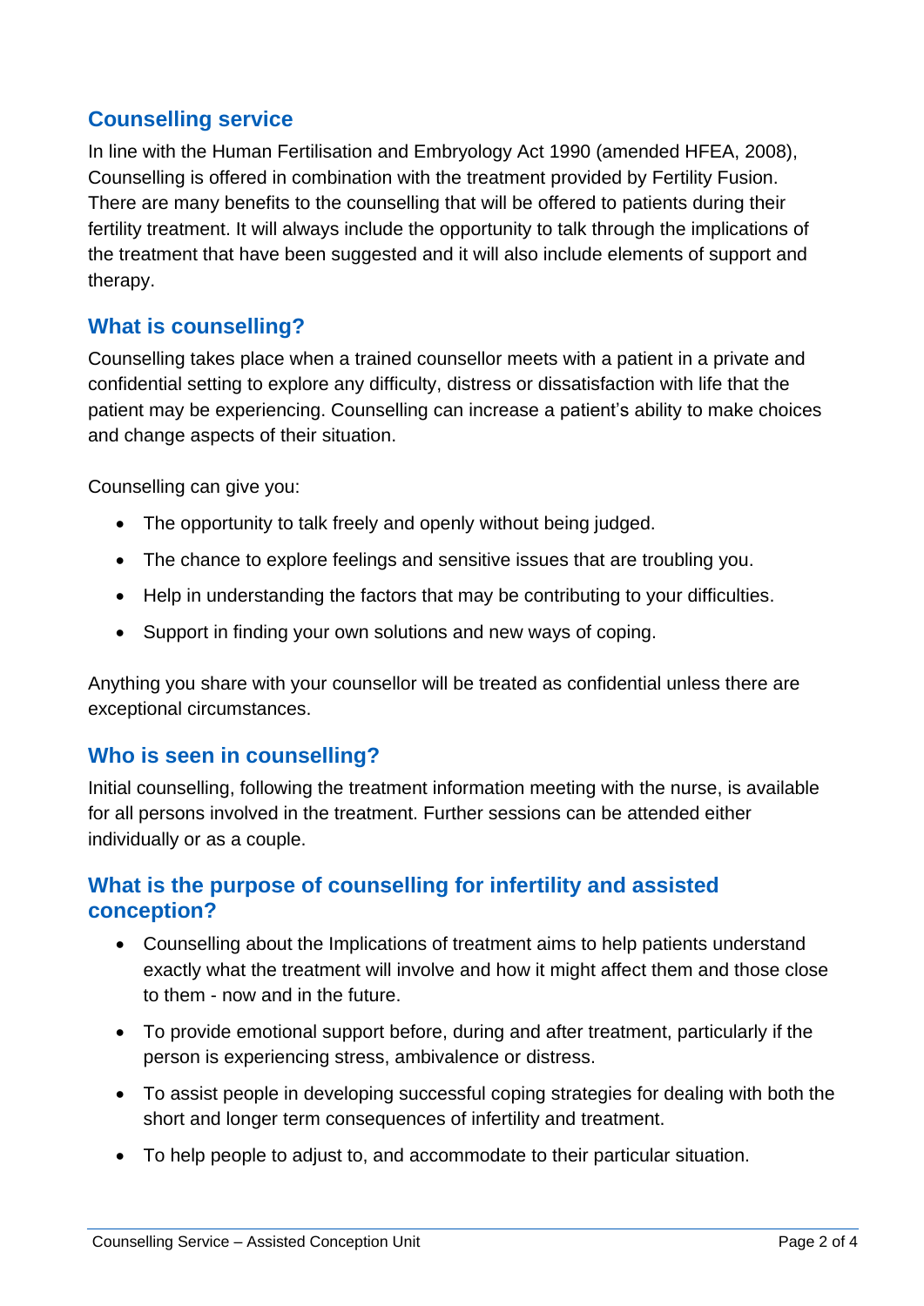## Counselling service

In line with the Human Fertilisation and Embryology Act 1990 (amended HFEA, 2008), Counselling is offered in combination with the treatment provided by Fertility Fusion. There are many benefits to the counselling that will be offered to patients during their fertility treatment. It will always include the opportunity to talk through the implications of the treatment that have been suggested and it will also include elements of support and therapy.

## What is counselling?

Counselling takes place when a trained counsellor meets with a patient in a private and confidential setting to explore any difficulty, distress or dissatisfaction with life that the patient may be experiencing. Counselling can increase a patient's ability to make choices and change aspects of their situation.

Counselling can give you:

- The opportunity to talk freely and openly without being judged.
- The chance to explore feelings and sensitive issues that are troubling you.
- Help in understanding the factors that may be contributing to your difficulties.
- Support in finding your own solutions and new ways of coping.

Anything you share with your counsellor will be treated as confidential unless there are exceptional circumstances.

## Who is seen in counselling?

Initial counselling, following the treatment information meeting with the nurse, is available for all persons involved in the treatment. Further sessions can be attended either individually or as a couple.

## What is the purpose of counselling for infertility and assisted conception?

- Counselling about the Implications of treatment aims to help patients understand exactly what the treatment will involve and how it might affect them and those close to them - now and in the future.
- To provide emotional support before, during and after treatment, particularly if the person is experiencing stress, ambivalence or distress.
- To assist people in developing successful coping strategies for dealing with both the short and longer term consequences of infertility and treatment.
- To help people to adjust to, and accommodate to their particular situation.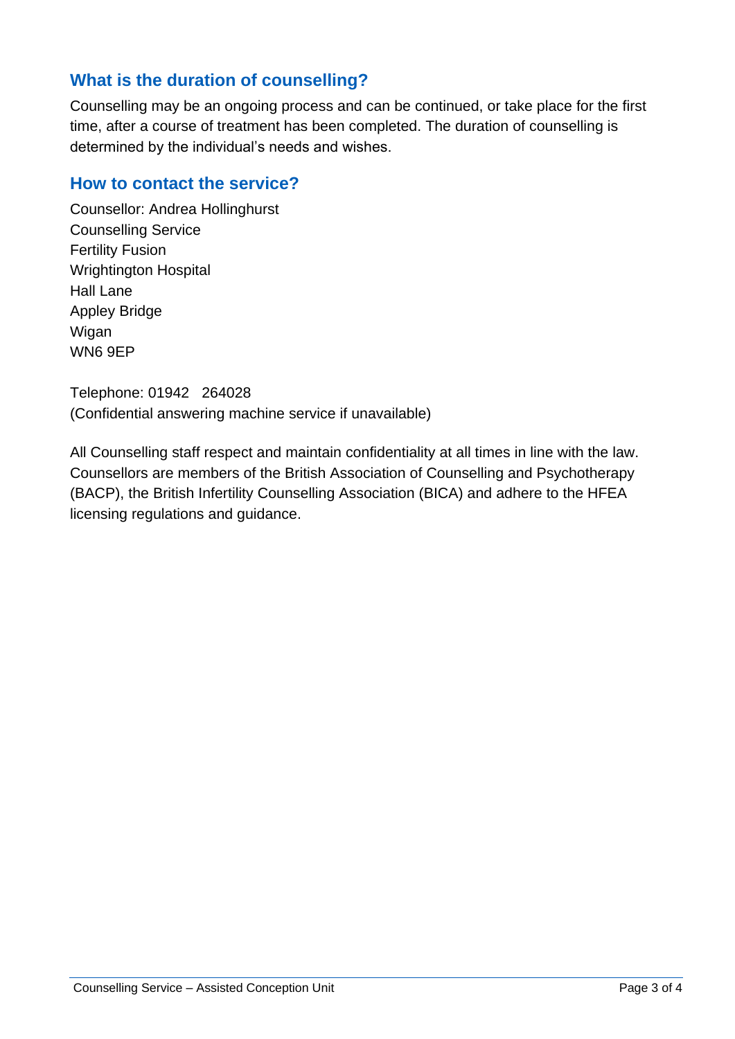## What is the duration of counselling?

Counselling may be an ongoing process and can be continued, or take place for the first time, after a course of treatment has been completed. The duration of counselling is determined by the individual's needs and wishes.

## How to contact the service?

Counsellor: Andrea Hollinghurst
Counselling Service
Fertility Fusion
Wrightington Hospital
Hall Lane
Appley Bridge
Wigan
WN6 9EP

Telephone: 01942 264028
(Confidential answering machine service if unavailable)

All Counselling staff respect and maintain confidentiality at all times in line with the law. Counsellors are members of the British Association of Counselling and Psychotherapy (BACP), the British Infertility Counselling Association (BICA) and adhere to the HFEA licensing regulations and guidance.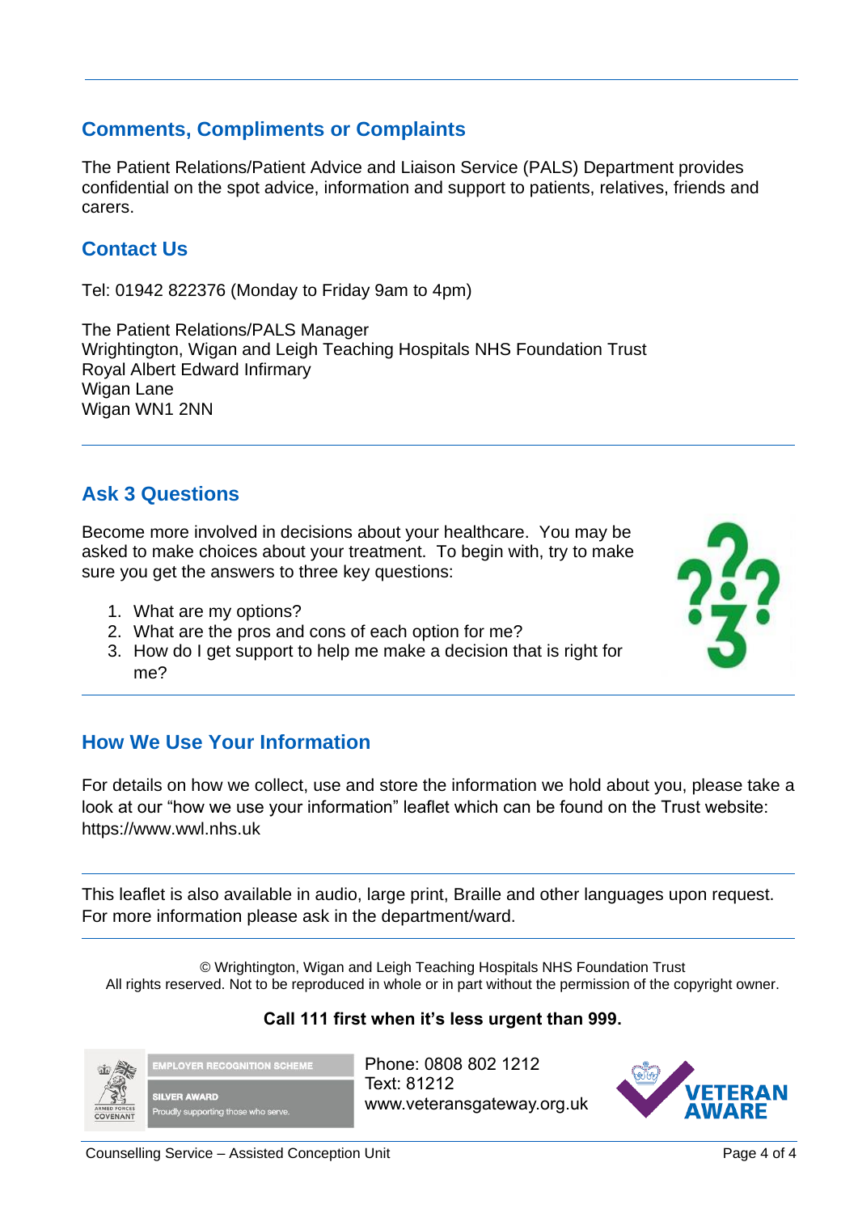## Comments, Compliments or Complaints

The Patient Relations/Patient Advice and Liaison Service (PALS) Department provides confidential on the spot advice, information and support to patients, relatives, friends and carers.

## Contact Us

Tel: 01942 822376 (Monday to Friday 9am to 4pm)

The Patient Relations/PALS Manager
Wrightington, Wigan and Leigh Teaching Hospitals NHS Foundation Trust
Royal Albert Edward Infirmary
Wigan Lane
Wigan WN1 2NN

## Ask 3 Questions

Become more involved in decisions about your healthcare. You may be asked to make choices about your treatment. To begin with, try to make sure you get the answers to three key questions:

1. What are my options?
2. What are the pros and cons of each option for me?
3. How do I get support to help me make a decision that is right for me?

## How We Use Your Information

For details on how we collect, use and store the information we hold about you, please take a look at our "how we use your information" leaflet which can be found on the Trust website: https://www.wwl.nhs.uk

This leaflet is also available in audio, large print, Braille and other languages upon request. For more information please ask in the department/ward.

© Wrightington, Wigan and Leigh Teaching Hospitals NHS Foundation Trust
All rights reserved. Not to be reproduced in whole or in part without the permission of the copyright owner.

**Call 111 first when it's less urgent than 999.**

EMPLOYER RECOGNITION SCHEME
SILVER AWARD
Proudly supporting those who serve.

Phone: 0808 802 1212
Text: 81212
www.veteransgateway.org.uk

VETERAN AWARE